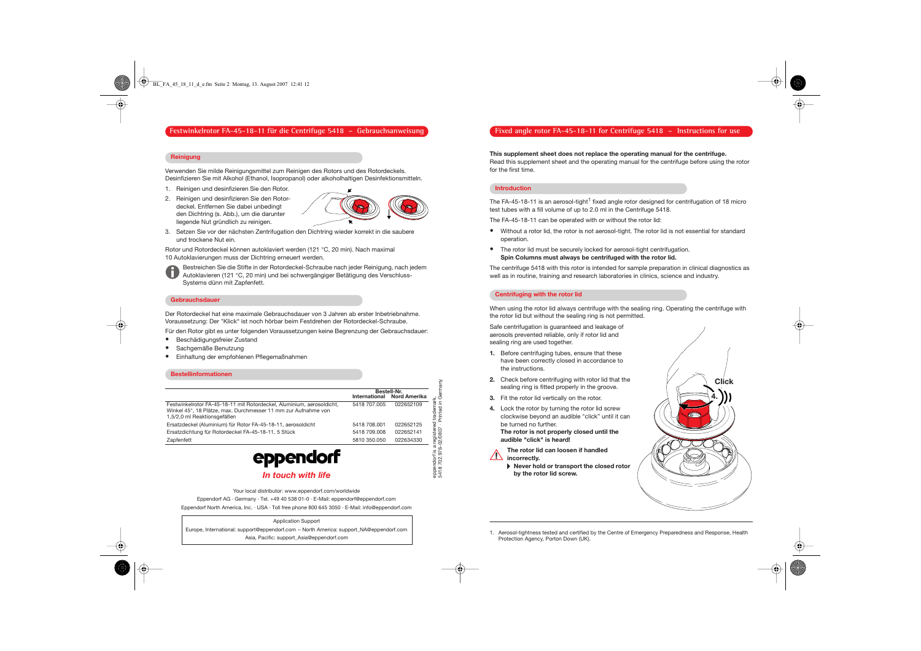# Festwinkelrotor FA-45-18-11 für die Centrifuge 5418 – Gebrauchsanweisung

## Reinigung

Verwenden Sie milde Reinigungsmittel zum Reinigen des Rotors und des Rotordeckels. Desinfizieren Sie mit Alkohol (Ethanol, Isopropanol) oder alkoholhaltigen Desinfektionsmitteln.

1. Reinigen und desinfizieren Sie den Rotor.
2. Reinigen und desinfizieren Sie den Rotordeckel. Entfernen Sie dabei unbedingt den Dichtring (s. Abb.), um die darunter liegende Nut gründlich zu reinigen.
3. Setzen Sie vor der nächsten Zentrifugation den Dichtring wieder korrekt in die saubere und trockene Nut ein.

Rotor und Rotordeckel können autoklaviert werden (121 °C, 20 min). Nach maximal 10 Autoklavierungen muss der Dichtring erneuert werden.

Bestreichen Sie die Stifte in der Rotordeckel-Schraube nach jeder Reinigung, nach jedem Autoklavieren (121 °C, 20 min) und bei schwergängiger Betätigung des Verschluss-Systems dünn mit Zapfenfett.

## Gebrauchsdauer

Der Rotordeckel hat eine maximale Gebrauchsdauer von 3 Jahren ab erster Inbetriebnahme. Voraussetzung: Der "Klick" ist noch hörbar beim Festdrehen der Rotordeckel-Schraube.

Für den Rotor gibt es unter folgenden Voraussetzungen keine Begrenzung der Gebrauchsdauer:

- Beschädigungsfreier Zustand
- Sachgemäße Benutzung
- Einhaltung der empfohlenen Pflegemaßnahmen

## Bestellinformationen

| | Bestell-Nr. International | Bestell-Nr. Nord Amerika |
|---|---|---|
| Festwinkelrotor FA-45-18-11 mit Rotordeckel, Aluminium, aerosoldicht, Winkel 45°, 18 Plätze, max. Durchmesser 11 mm zur Aufnahme von 1,5/2,0 ml Reaktionsgefäßen | 5418 707.005 | 022652109 |
| Ersatzdeckel (Aluminium) für Rotor FA-45-18-11, aerosoldicht | 5418 708.001 | 022652125 |
| Ersatzdichtung für Rotordeckel FA-45-18-11, 5 Stück | 5418 709.008 | 022652141 |
| Zapfenfett | 5810 350.050 | 022634330 |

eppendorf is a registered trademark.
5418 702.976-02/0807 · Printed in Germany

eppendorf
*In touch with life*

Your local distributor: www.eppendorf.com/worldwide

Eppendorf AG · Germany · Tel. +49 40 538 01-0 · E-Mail: eppendorf@eppendorf.com

Eppendorf North America, Inc. · USA · Toll free phone 800 645 3050 · E-Mail: info@eppendorf.com

Application Support
Europe, International: support@eppendorf.com ·· North America: support_NA@eppendorf.com
Asia, Pacific: support_Asia@eppendorf.com

# Fixed angle rotor FA-45-18-11 for Centrifuge 5418 – Instructions for use

**This supplement sheet does not replace the operating manual for the centrifuge.**
Read this supplement sheet and the operating manual for the centrifuge before using the rotor for the first time.

## Introduction

The FA-45-18-11 is an aerosol-tight[1] fixed angle rotor designed for centrifugation of 18 micro test tubes with a fill volume of up to 2.0 ml in the Centrifuge 5418.

The FA-45-18-11 can be operated with or without the rotor lid:

- Without a rotor lid, the rotor is not aerosol-tight. The rotor lid is not essential for standard operation.
- The rotor lid must be securely locked for aerosol-tight centrifugation.
  **Spin Columns must always be centrifuged with the rotor lid.**

The centrifuge 5418 with this rotor is intended for sample preparation in clinical diagnostics as well as in routine, training and research laboratories in clinics, science and industry.

## Centrifuging with the rotor lid

When using the rotor lid always centrifuge with the sealing ring. Operating the centrifuge with the rotor lid but without the sealing ring is not permitted.

Safe centrifugation is guaranteed and leakage of aerosols prevented reliable, only if rotor lid and sealing ring are used together.

1. Before centrifuging tubes, ensure that these have been correctly closed in accordance to the instructions.
2. Check before centrifuging with rotor lid that the sealing ring is fitted properly in the groove.
3. Fit the rotor lid vertically on the rotor.
4. Lock the rotor by turning the rotor lid screw clockwise beyond an audible "click" until it can be turned no further.
   **The rotor is not properly closed until the audible "click" is heard!**

**The rotor lid can loosen if handled incorrectly.**
- **Never hold or transport the closed rotor by the rotor lid screw.**

Click
4.

1. Aerosol-tightness tested and certified by the Centre of Emergency Preparedness and Response, Health Protection Agency, Porton Down (UK).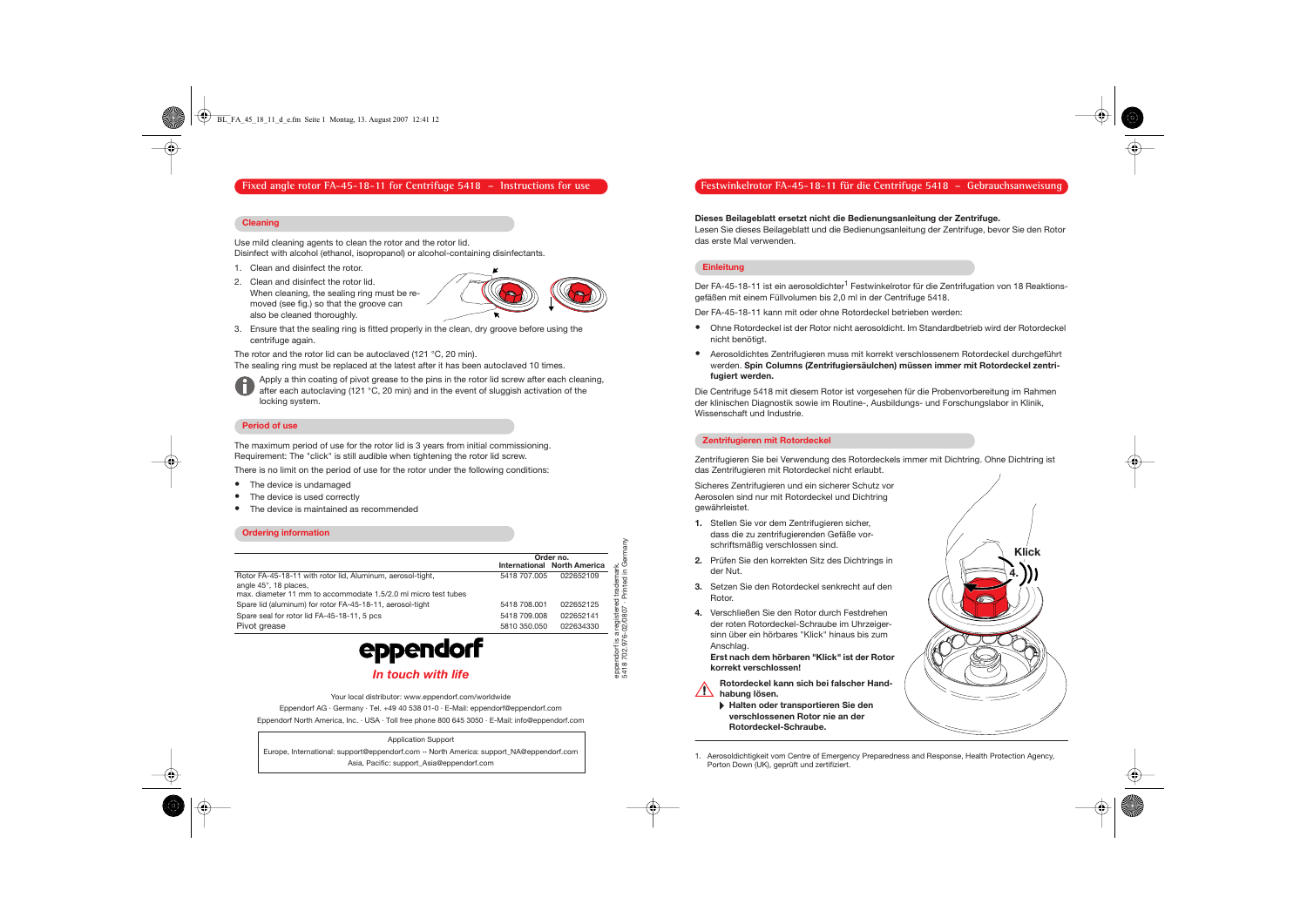# Fixed angle rotor FA-45-18-11 for Centrifuge 5418 – Instructions for use

## Cleaning

Use mild cleaning agents to clean the rotor and the rotor lid.
Disinfect with alcohol (ethanol, isopropanol) or alcohol-containing disinfectants.

1. Clean and disinfect the rotor.
2. Clean and disinfect the rotor lid.
   When cleaning, the sealing ring must be removed (see fig.) so that the groove can also be cleaned thoroughly.
3. Ensure that the sealing ring is fitted properly in the clean, dry groove before using the centrifuge again.

The rotor and the rotor lid can be autoclaved (121 °C, 20 min).
The sealing ring must be replaced at the latest after it has been autoclaved 10 times.

Apply a thin coating of pivot grease to the pins in the rotor lid screw after each cleaning, after each autoclaving (121 °C, 20 min) and in the event of sluggish activation of the locking system.

## Period of use

The maximum period of use for the rotor lid is 3 years from initial commissioning.
Requirement: The "click" is still audible when tightening the rotor lid screw.

There is no limit on the period of use for the rotor under the following conditions:

- The device is undamaged
- The device is used correctly
- The device is maintained as recommended

## Ordering information

| | Order no. International | Order no. North America |
|---|---|---|
| Rotor FA-45-18-11 with rotor lid, Aluminum, aerosol-tight, angle 45°, 18 places, max. diameter 11 mm to accommodate 1.5/2.0 ml micro test tubes | 5418 707.005 | 022652109 |
| Spare lid (aluminum) for rotor FA-45-18-11, aerosol-tight | 5418 708.001 | 022652125 |
| Spare seal for rotor lid FA-45-18-11, 5 pcs | 5418 709.008 | 022652141 |
| Pivot grease | 5810 350.050 | 022634330 |

eppendorf

*In touch with life*

Your local distributor: www.eppendorf.com/worldwide

Eppendorf AG · Germany · Tel. +49 40 538 01-0 · E-Mail: eppendorf@eppendorf.com

Eppendorf North America, Inc. · USA · Toll free phone 800 645 3050 · E-Mail: info@eppendorf.com

Application Support
Europe, International: support@eppendorf.com ·· North America: support_NA@eppendorf.com
Asia, Pacific: support_Asia@eppendorf.com

eppendorf is a registered trademark.
5418 702.976-02/0807 · Printed in Germany

# Festwinkelrotor FA-45-18-11 für die Centrifuge 5418 – Gebrauchsanweisung

**Dieses Beilageblatt ersetzt nicht die Bedienungsanleitung der Zentrifuge.**
Lesen Sie dieses Beilageblatt und die Bedienungsanleitung der Zentrifuge, bevor Sie den Rotor das erste Mal verwenden.

## Einleitung

Der FA-45-18-11 ist ein aerosoldichter[1] Festwinkelrotor für die Zentrifugation von 18 Reaktionsgefäßen mit einem Füllvolumen bis 2,0 ml in der Centrifuge 5418.

Der FA-45-18-11 kann mit oder ohne Rotordeckel betrieben werden:

- Ohne Rotordeckel ist der Rotor nicht aerosoldicht. Im Standardbetrieb wird der Rotordeckel nicht benötigt.
- Aerosoldichtes Zentrifugieren muss mit korrekt verschlossenem Rotordeckel durchgeführt werden. **Spin Columns (Zentrifugiersäulchen) müssen immer mit Rotordeckel zentrifugiert werden.**

Die Centrifuge 5418 mit diesem Rotor ist vorgesehen für die Probenvorbereitung im Rahmen der klinischen Diagnostik sowie im Routine-, Ausbildungs- und Forschungslabor in Klinik, Wissenschaft und Industrie.

## Zentrifugieren mit Rotordeckel

Zentrifugieren Sie bei Verwendung des Rotordeckels immer mit Dichtring. Ohne Dichtring ist das Zentrifugieren mit Rotordeckel nicht erlaubt.

Sicheres Zentrifugieren und ein sicherer Schutz vor Aerosolen sind nur mit Rotordeckel und Dichtring gewährleistet.

1. Stellen Sie vor dem Zentrifugieren sicher, dass die zu zentrifugierenden Gefäße vorschriftsmäßig verschlossen sind.
2. Prüfen Sie den korrekten Sitz des Dichtrings in der Nut.
3. Setzen Sie den Rotordeckel senkrecht auf den Rotor.
4. Verschließen Sie den Rotor durch Festdrehen der roten Rotordeckel-Schraube im Uhrzeigersinn über ein hörbares "Klick" hinaus bis zum Anschlag.
   **Erst nach dem hörbaren "Klick" ist der Rotor korrekt verschlossen!**

Klick

4.

**Rotordeckel kann sich bei falscher Handhabung lösen.**

- **Halten oder transportieren Sie den verschlossenen Rotor nie an der Rotordeckel-Schraube.**

1. Aerosoldichtigkeit vom Centre of Emergency Preparedness and Response, Health Protection Agency, Porton Down (UK), geprüft und zertifiziert.